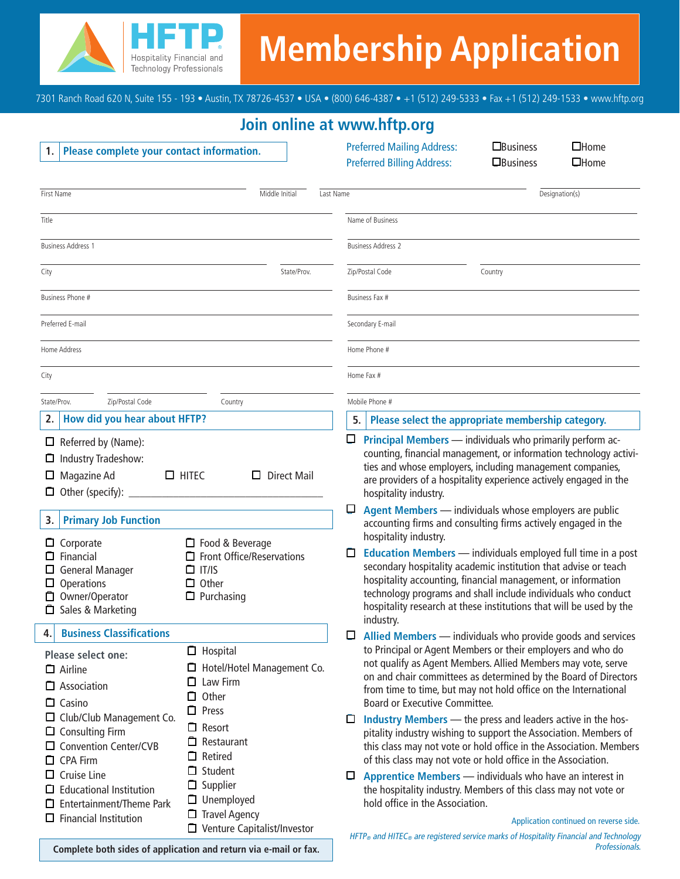# HFTP Membership Application

Hospitality Financial and Technology Professionals

7301 Ranch Road 620 N, Suite 155 - 193 • Austin, TX 78726-4537 • USA • (800) 646-4387 • +1 (512) 249-5333 • Fax +1 (512) 249-1533 • www.hftp.org

## Join online at www.hftp.org

### 1. Please complete your contact information.

Preferred Mailing Address: ☐ Business ☐ Home
Preferred Billing Address: ☐ Business ☐ Home

First Name ______ Middle Initial ______ Last Name ______ Designation(s) ______

Title ______ Name of Business ______

Business Address 1 ______ Business Address 2 ______

City ______ State/Prov. ______ Zip/Postal Code ______ Country ______

Business Phone # ______ Business Fax # ______

Preferred E-mail ______ Secondary E-mail ______

Home Address ______ Home Phone # ______

City ______ Home Fax # ______

State/Prov. ______ Zip/Postal Code ______ Country ______ Mobile Phone # ______

### 2. How did you hear about HFTP?

- ☐ Referred by (Name):
- ☐ Industry Tradeshow:
- ☐ Magazine Ad ☐ HITEC ☐ Direct Mail
- ☐ Other (specify): ______

### 3. Primary Job Function

- ☐ Corporate
- ☐ Financial
- ☐ General Manager
- ☐ Operations
- ☐ Owner/Operator
- ☐ Sales & Marketing
- ☐ Food & Beverage
- ☐ Front Office/Reservations
- ☐ IT/IS
- ☐ Other
- ☐ Purchasing

### 4. Business Classifications

Please select one:

- ☐ Airline
- ☐ Association
- ☐ Casino
- ☐ Club/Club Management Co.
- ☐ Consulting Firm
- ☐ Convention Center/CVB
- ☐ CPA Firm
- ☐ Cruise Line
- ☐ Educational Institution
- ☐ Entertainment/Theme Park
- ☐ Financial Institution
- ☐ Hospital
- ☐ Hotel/Hotel Management Co.
- ☐ Law Firm
- ☐ Other
- ☐ Press
- ☐ Resort
- ☐ Restaurant
- ☐ Retired
- ☐ Student
- ☐ Supplier
- ☐ Unemployed
- ☐ Travel Agency
- ☐ Venture Capitalist/Investor

**Complete both sides of application and return via e-mail or fax.**

### 5. Please select the appropriate membership category.

- ☐ **Principal Members** — individuals who primarily perform accounting, financial management, or information technology activities and whose employers, including management companies, are providers of a hospitality experience actively engaged in the hospitality industry.
- ☐ **Agent Members** — individuals whose employers are public accounting firms and consulting firms actively engaged in the hospitality industry.
- ☐ **Education Members** — individuals employed full time in a post secondary hospitality academic institution that advise or teach hospitality accounting, financial management, or information technology programs and shall include individuals who conduct hospitality research at these institutions that will be used by the industry.
- ☐ **Allied Members** — individuals who provide goods and services to Principal or Agent Members or their employers and who do not qualify as Agent Members. Allied Members may vote, serve on and chair committees as determined by the Board of Directors from time to time, but may not hold office on the International Board or Executive Committee.
- ☐ **Industry Members** — the press and leaders active in the hospitality industry wishing to support the Association. Members of this class may not vote or hold office in the Association. Members of this class may not vote or hold office in the Association.
- ☐ **Apprentice Members** — individuals who have an interest in the hospitality industry. Members of this class may not vote or hold office in the Association.

Application continued on reverse side.

*HFTP® and HITEC® are registered service marks of Hospitality Financial and Technology Professionals.*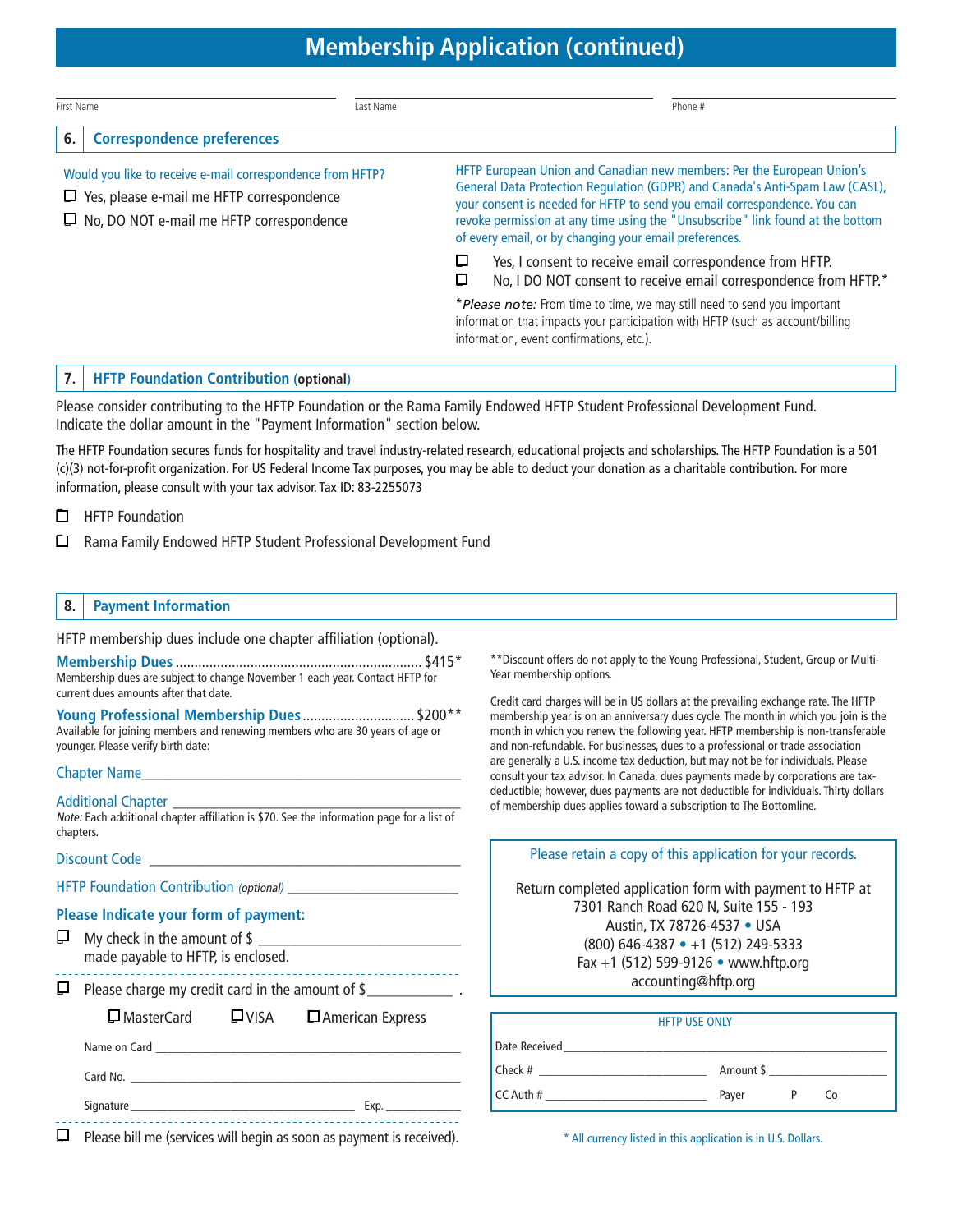# Membership Application (continued)

First Name ____________________ Last Name ____________________ Phone # ____________________

## 6. Correspondence preferences

Would you like to receive e-mail correspondence from HFTP?

- ☐ Yes, please e-mail me HFTP correspondence
- ☐ No, DO NOT e-mail me HFTP correspondence

HFTP European Union and Canadian new members: Per the European Union's General Data Protection Regulation (GDPR) and Canada's Anti-Spam Law (CASL), your consent is needed for HFTP to send you email correspondence. You can revoke permission at any time using the "Unsubscribe" link found at the bottom of every email, or by changing your email preferences.

- ☐ Yes, I consent to receive email correspondence from HFTP.
- ☐ No, I DO NOT consent to receive email correspondence from HFTP.*

**\****Please note:* From time to time, we may still need to send you important information that impacts your participation with HFTP (such as account/billing information, event confirmations, etc.).

## 7. HFTP Foundation Contribution (optional)

Please consider contributing to the HFTP Foundation or the Rama Family Endowed HFTP Student Professional Development Fund. Indicate the dollar amount in the "Payment Information" section below.

The HFTP Foundation secures funds for hospitality and travel industry-related research, educational projects and scholarships. The HFTP Foundation is a 501 (c)(3) not-for-profit organization. For US Federal Income Tax purposes, you may be able to deduct your donation as a charitable contribution. For more information, please consult with your tax advisor. Tax ID: 83-2255073

- ☐ HFTP Foundation
- ☐ Rama Family Endowed HFTP Student Professional Development Fund

## 8. Payment Information

HFTP membership dues include one chapter affiliation (optional).

**Membership Dues** ........................................................... $415*
Membership dues are subject to change November 1 each year. Contact HFTP for current dues amounts after that date.

**Young Professional Membership Dues** ............................. $200**
Available for joining members and renewing members who are 30 years of age or younger. Please verify birth date:

Chapter Name ____________________

Additional Chapter ____________________
*Note:* Each additional chapter affiliation is $70. See the information page for a list of chapters.

Discount Code ____________________

HFTP Foundation Contribution *(optional)* ____________________

**Please Indicate your form of payment:**

- ☐ My check in the amount of $ ____________________ made payable to HFTP, is enclosed.
- ☐ Please charge my credit card in the amount of $__________ .
  - ☐ MasterCard ☐ VISA ☐ American Express
  - Name on Card ____________________
  - Card No. ____________________
  - Signature ____________________ Exp. __________
- ☐ Please bill me (services will begin as soon as payment is received).

**Discount offers do not apply to the Young Professional, Student, Group or Multi-Year membership options.

Credit card charges will be in US dollars at the prevailing exchange rate. The HFTP membership year is on an anniversary dues cycle. The month in which you join is the month in which you renew the following year. HFTP membership is non-transferable and non-refundable. For businesses, dues to a professional or trade association are generally a U.S. income tax deduction, but may not be for individuals. Please consult your tax advisor. In Canada, dues payments made by corporations are tax-deductible; however, dues payments are not deductible for individuals. Thirty dollars of membership dues applies toward a subscription to The Bottomline.

Please retain a copy of this application for your records.

Return completed application form with payment to HFTP at
7301 Ranch Road 620 N, Suite 155 - 193
Austin, TX 78726-4537 • USA
(800) 646-4387 • +1 (512) 249-5333
Fax +1 (512) 599-9126 • www.hftp.org
accounting@hftp.org

HFTP USE ONLY

Date Received ____________________
Check # ____________________ Amount $ ____________________
CC Auth # ____________________ Payer P Co

\* All currency listed in this application is in U.S. Dollars.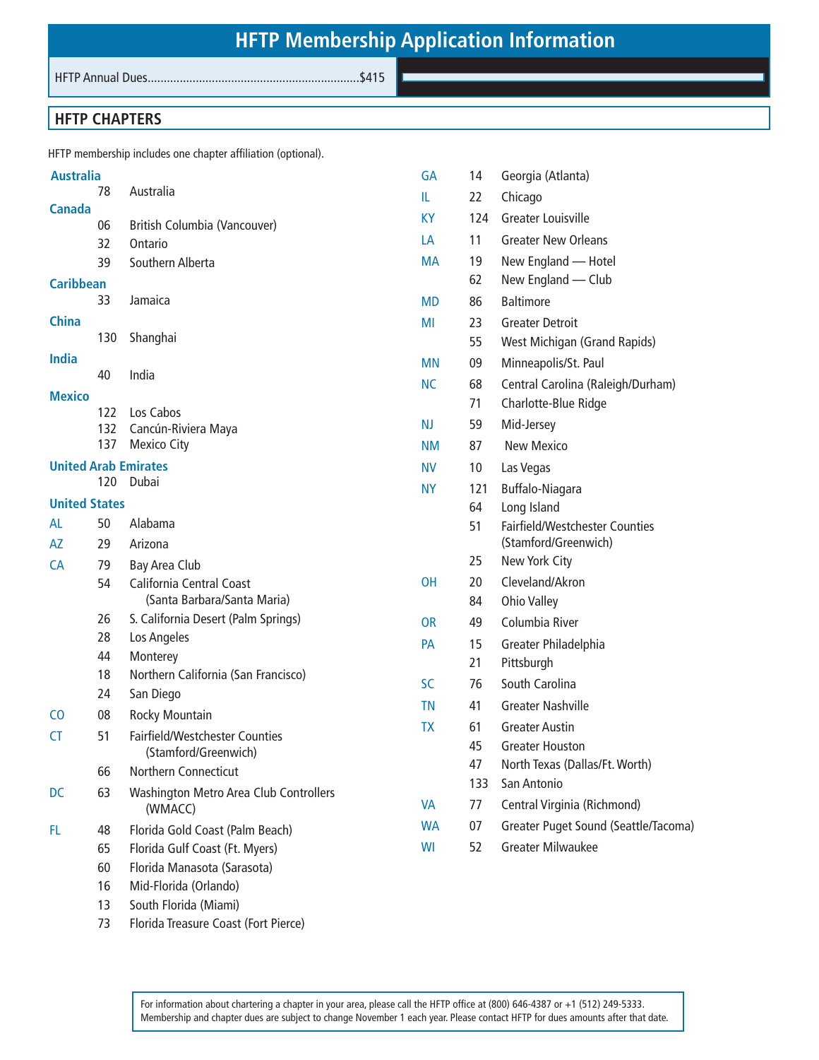# HFTP Membership Application Information

HFTP Annual Dues.................................................................$415

## HFTP CHAPTERS

HFTP membership includes one chapter affiliation (optional).

**Australia**

| | Code | Chapter |
|---|---|---|
| | 78 | Australia |

**Canada**

| | Code | Chapter |
|---|---|---|
| | 06 | British Columbia (Vancouver) |
| | 32 | Ontario |
| | 39 | Southern Alberta |

**Caribbean**

| | Code | Chapter |
|---|---|---|
| | 33 | Jamaica |

**China**

| | Code | Chapter |
|---|---|---|
| | 130 | Shanghai |

**India**

| | Code | Chapter |
|---|---|---|
| | 40 | India |

**Mexico**

| | Code | Chapter |
|---|---|---|
| | 122 | Los Cabos |
| | 132 | Cancún-Riviera Maya |
| | 137 | Mexico City |

**United Arab Emirates**

| | Code | Chapter |
|---|---|---|
| | 120 | Dubai |

**United States**

| State | Code | Chapter |
|---|---|---|
| AL | 50 | Alabama |
| AZ | 29 | Arizona |
| CA | 79 | Bay Area Club |
| | 54 | California Central Coast (Santa Barbara/Santa Maria) |
| | 26 | S. California Desert (Palm Springs) |
| | 28 | Los Angeles |
| | 44 | Monterey |
| | 18 | Northern California (San Francisco) |
| | 24 | San Diego |
| CO | 08 | Rocky Mountain |
| CT | 51 | Fairfield/Westchester Counties (Stamford/Greenwich) |
| | 66 | Northern Connecticut |
| DC | 63 | Washington Metro Area Club Controllers (WMACC) |
| FL | 48 | Florida Gold Coast (Palm Beach) |
| | 65 | Florida Gulf Coast (Ft. Myers) |
| | 60 | Florida Manasota (Sarasota) |
| | 16 | Mid-Florida (Orlando) |
| | 13 | South Florida (Miami) |
| | 73 | Florida Treasure Coast (Fort Pierce) |
| GA | 14 | Georgia (Atlanta) |
| IL | 22 | Chicago |
| KY | 124 | Greater Louisville |
| LA | 11 | Greater New Orleans |
| MA | 19 | New England — Hotel |
| | 62 | New England — Club |
| MD | 86 | Baltimore |
| MI | 23 | Greater Detroit |
| | 55 | West Michigan (Grand Rapids) |
| MN | 09 | Minneapolis/St. Paul |
| NC | 68 | Central Carolina (Raleigh/Durham) |
| | 71 | Charlotte-Blue Ridge |
| NJ | 59 | Mid-Jersey |
| NM | 87 | New Mexico |
| NV | 10 | Las Vegas |
| NY | 121 | Buffalo-Niagara |
| | 64 | Long Island |
| | 51 | Fairfield/Westchester Counties (Stamford/Greenwich) |
| | 25 | New York City |
| OH | 20 | Cleveland/Akron |
| | 84 | Ohio Valley |
| OR | 49 | Columbia River |
| PA | 15 | Greater Philadelphia |
| | 21 | Pittsburgh |
| SC | 76 | South Carolina |
| TN | 41 | Greater Nashville |
| TX | 61 | Greater Austin |
| | 45 | Greater Houston |
| | 47 | North Texas (Dallas/Ft. Worth) |
| | 133 | San Antonio |
| VA | 77 | Central Virginia (Richmond) |
| WA | 07 | Greater Puget Sound (Seattle/Tacoma) |
| WI | 52 | Greater Milwaukee |

For information about chartering a chapter in your area, please call the HFTP office at (800) 646-4387 or +1 (512) 249-5333. Membership and chapter dues are subject to change November 1 each year. Please contact HFTP for dues amounts after that date.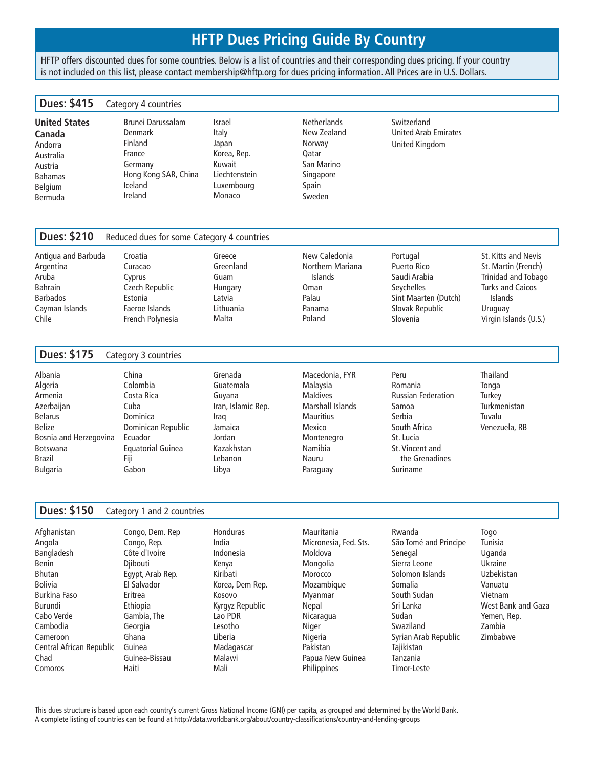# HFTP Dues Pricing Guide By Country

HFTP offers discounted dues for some countries. Below is a list of countries and their corresponding dues pricing. If your country is not included on this list, please contact membership@hftp.org for dues pricing information. All Prices are in U.S. Dollars.

## Dues: $415 Category 4 countries

**United States**
**Canada**
Andorra
Australia
Austria
Bahamas
Belgium
Bermuda
Brunei Darussalam
Denmark
Finland
France
Germany
Hong Kong SAR, China
Iceland
Ireland
Israel
Italy
Japan
Korea, Rep.
Kuwait
Liechtenstein
Luxembourg
Monaco
Netherlands
New Zealand
Norway
Qatar
San Marino
Singapore
Spain
Sweden
Switzerland
United Arab Emirates
United Kingdom

## Dues: $210 Reduced dues for some Category 4 countries

Antigua and Barbuda
Argentina
Aruba
Bahrain
Barbados
Cayman Islands
Chile
Croatia
Curacao
Cyprus
Czech Republic
Estonia
Faeroe Islands
French Polynesia
Greece
Greenland
Guam
Hungary
Latvia
Lithuania
Malta
New Caledonia
Northern Mariana Islands
Oman
Palau
Panama
Poland
Portugal
Puerto Rico
Saudi Arabia
Seychelles
Sint Maarten (Dutch)
Slovak Republic
Slovenia
St. Kitts and Nevis
St. Martin (French)
Trinidad and Tobago
Turks and Caicos Islands
Uruguay
Virgin Islands (U.S.)

## Dues: $175 Category 3 countries

Albania
Algeria
Armenia
Azerbaijan
Belarus
Belize
Bosnia and Herzegovina
Botswana
Brazil
Bulgaria
China
Colombia
Costa Rica
Cuba
Dominica
Dominican Republic
Ecuador
Equatorial Guinea
Fiji
Gabon
Grenada
Guatemala
Guyana
Iran, Islamic Rep.
Iraq
Jamaica
Jordan
Kazakhstan
Lebanon
Libya
Macedonia, FYR
Malaysia
Maldives
Marshall Islands
Mauritius
Mexico
Montenegro
Namibia
Nauru
Paraguay
Peru
Romania
Russian Federation
Samoa
Serbia
South Africa
St. Lucia
St. Vincent and the Grenadines
Suriname
Thailand
Tonga
Turkey
Turkmenistan
Tuvalu
Venezuela, RB

## Dues: $150 Category 1 and 2 countries

Afghanistan
Angola
Bangladesh
Benin
Bhutan
Bolivia
Burkina Faso
Burundi
Cabo Verde
Cambodia
Cameroon
Central African Republic
Chad
Comoros
Congo, Dem. Rep
Congo, Rep.
Côte d'Ivoire
Djibouti
Egypt, Arab Rep.
El Salvador
Eritrea
Ethiopia
Gambia, The
Georgia
Ghana
Guinea
Guinea-Bissau
Haiti
Honduras
India
Indonesia
Kenya
Kiribati
Korea, Dem Rep.
Kosovo
Kyrgyz Republic
Lao PDR
Lesotho
Liberia
Madagascar
Malawi
Mali
Mauritania
Micronesia, Fed. Sts.
Moldova
Mongolia
Morocco
Mozambique
Myanmar
Nepal
Nicaragua
Niger
Nigeria
Pakistan
Papua New Guinea
Philippines
Rwanda
São Tomé and Principe
Senegal
Sierra Leone
Solomon Islands
Somalia
South Sudan
Sri Lanka
Sudan
Swaziland
Syrian Arab Republic
Tajikistan
Tanzania
Timor-Leste
Togo
Tunisia
Uganda
Ukraine
Uzbekistan
Vanuatu
Vietnam
West Bank and Gaza
Yemen, Rep.
Zambia
Zimbabwe

This dues structure is based upon each country's current Gross National Income (GNI) per capita, as grouped and determined by the World Bank.
A complete listing of countries can be found at http://data.worldbank.org/about/country-classifications/country-and-lending-groups